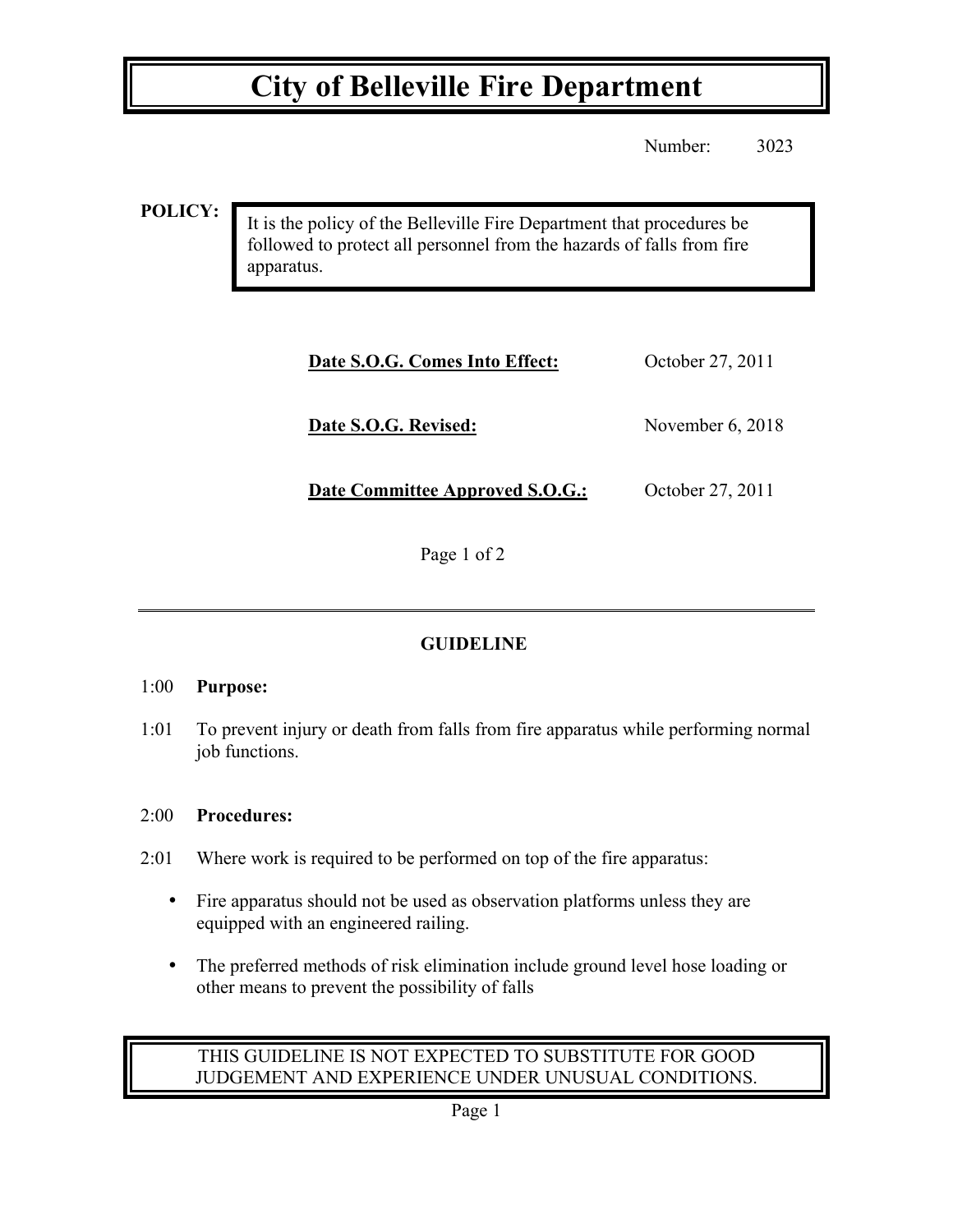# City of Belleville Fire Department

Number: 3023

**POLICY:**

It is the policy of the Belleville Fire Department that procedures be followed to protect all personnel from the hazards of falls from fire apparatus.

**Date S.O.G. Comes Into Effect:** October 27, 2011

**Date S.O.G. Revised:** November 6, 2018

**Date Committee Approved S.O.G.:** October 27, 2011

Page 1 of 2

---

## GUIDELINE

1:00 **Purpose:**

1:01 To prevent injury or death from falls from fire apparatus while performing normal job functions.

2:00 **Procedures:**

2:01 Where work is required to be performed on top of the fire apparatus:

- Fire apparatus should not be used as observation platforms unless they are equipped with an engineered railing.
- The preferred methods of risk elimination include ground level hose loading or other means to prevent the possibility of falls

THIS GUIDELINE IS NOT EXPECTED TO SUBSTITUTE FOR GOOD JUDGEMENT AND EXPERIENCE UNDER UNUSUAL CONDITIONS.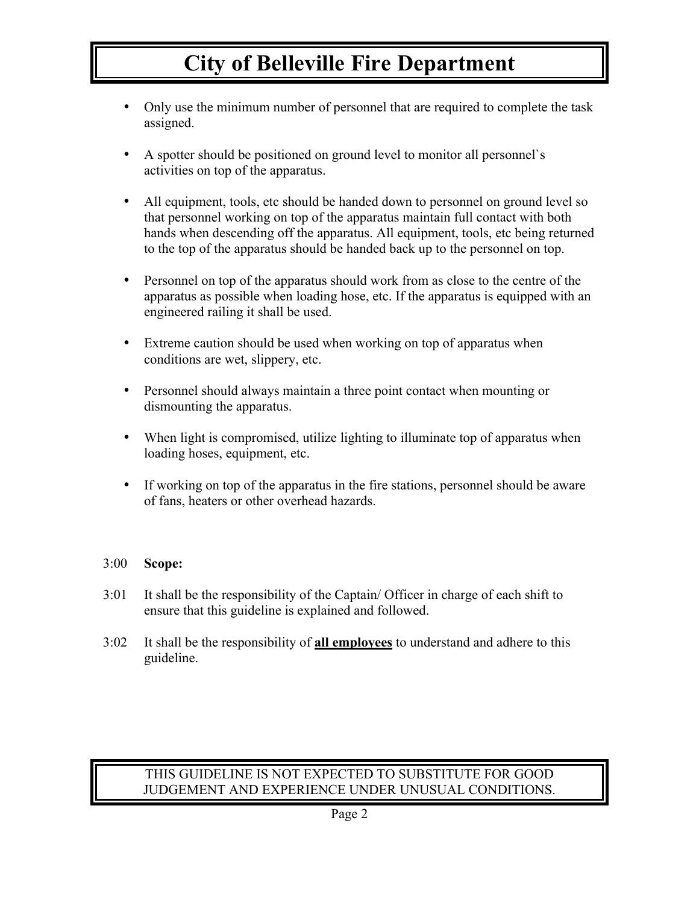- Only use the minimum number of personnel that are required to complete the task assigned.

- A spotter should be positioned on ground level to monitor all personnel`s activities on top of the apparatus.

- All equipment, tools, etc should be handed down to personnel on ground level so that personnel working on top of the apparatus maintain full contact with both hands when descending off the apparatus. All equipment, tools, etc being returned to the top of the apparatus should be handed back up to the personnel on top.

- Personnel on top of the apparatus should work from as close to the centre of the apparatus as possible when loading hose, etc. If the apparatus is equipped with an engineered railing it shall be used.

- Extreme caution should be used when working on top of apparatus when conditions are wet, slippery, etc.

- Personnel should always maintain a three point contact when mounting or dismounting the apparatus.

- When light is compromised, utilize lighting to illuminate top of apparatus when loading hoses, equipment, etc.

- If working on top of the apparatus in the fire stations, personnel should be aware of fans, heaters or other overhead hazards.

3:00 **Scope:**

3:01 It shall be the responsibility of the Captain/ Officer in charge of each shift to ensure that this guideline is explained and followed.

3:02 It shall be the responsibility of **<u>all employees</u>** to understand and adhere to this guideline.

THIS GUIDELINE IS NOT EXPECTED TO SUBSTITUTE FOR GOOD JUDGEMENT AND EXPERIENCE UNDER UNUSUAL CONDITIONS.